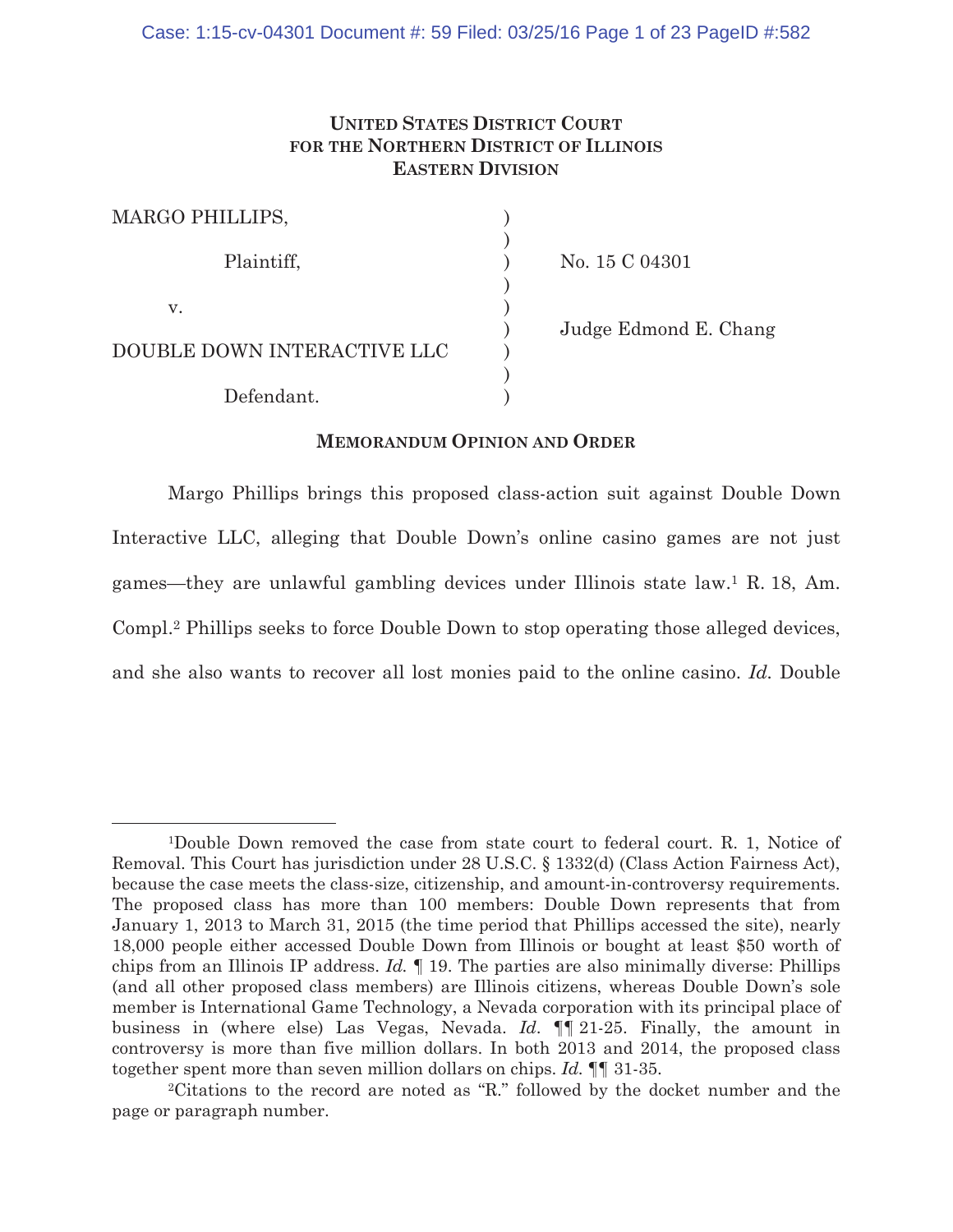**UNITED STATES DISTRICT COURT**
**FOR THE NORTHERN DISTRICT OF ILLINOIS**
**EASTERN DIVISION**

| | | |
|---|---|---|
| MARGO PHILLIPS, | ) | |
| Plaintiff, | ) | No. 15 C 04301 |
| v. | ) | |
| DOUBLE DOWN INTERACTIVE LLC | ) | Judge Edmond E. Chang |
| Defendant. | ) | |

**MEMORANDUM OPINION AND ORDER**

Margo Phillips brings this proposed class-action suit against Double Down Interactive LLC, alleging that Double Down's online casino games are not just games—they are unlawful gambling devices under Illinois state law.[1] R. 18, Am. Compl.[2] Phillips seeks to force Double Down to stop operating those alleged devices, and she also wants to recover all lost monies paid to the online casino. *Id.* Double

---

[1]Double Down removed the case from state court to federal court. R. 1, Notice of Removal. This Court has jurisdiction under 28 U.S.C. § 1332(d) (Class Action Fairness Act), because the case meets the class-size, citizenship, and amount-in-controversy requirements. The proposed class has more than 100 members: Double Down represents that from January 1, 2013 to March 31, 2015 (the time period that Phillips accessed the site), nearly 18,000 people either accessed Double Down from Illinois or bought at least $50 worth of chips from an Illinois IP address. *Id.* ¶ 19. The parties are also minimally diverse: Phillips (and all other proposed class members) are Illinois citizens, whereas Double Down's sole member is International Game Technology, a Nevada corporation with its principal place of business in (where else) Las Vegas, Nevada. *Id*. ¶¶ 21-25. Finally, the amount in controversy is more than five million dollars. In both 2013 and 2014, the proposed class together spent more than seven million dollars on chips. *Id.* ¶¶ 31-35.

[2]Citations to the record are noted as "R." followed by the docket number and the page or paragraph number.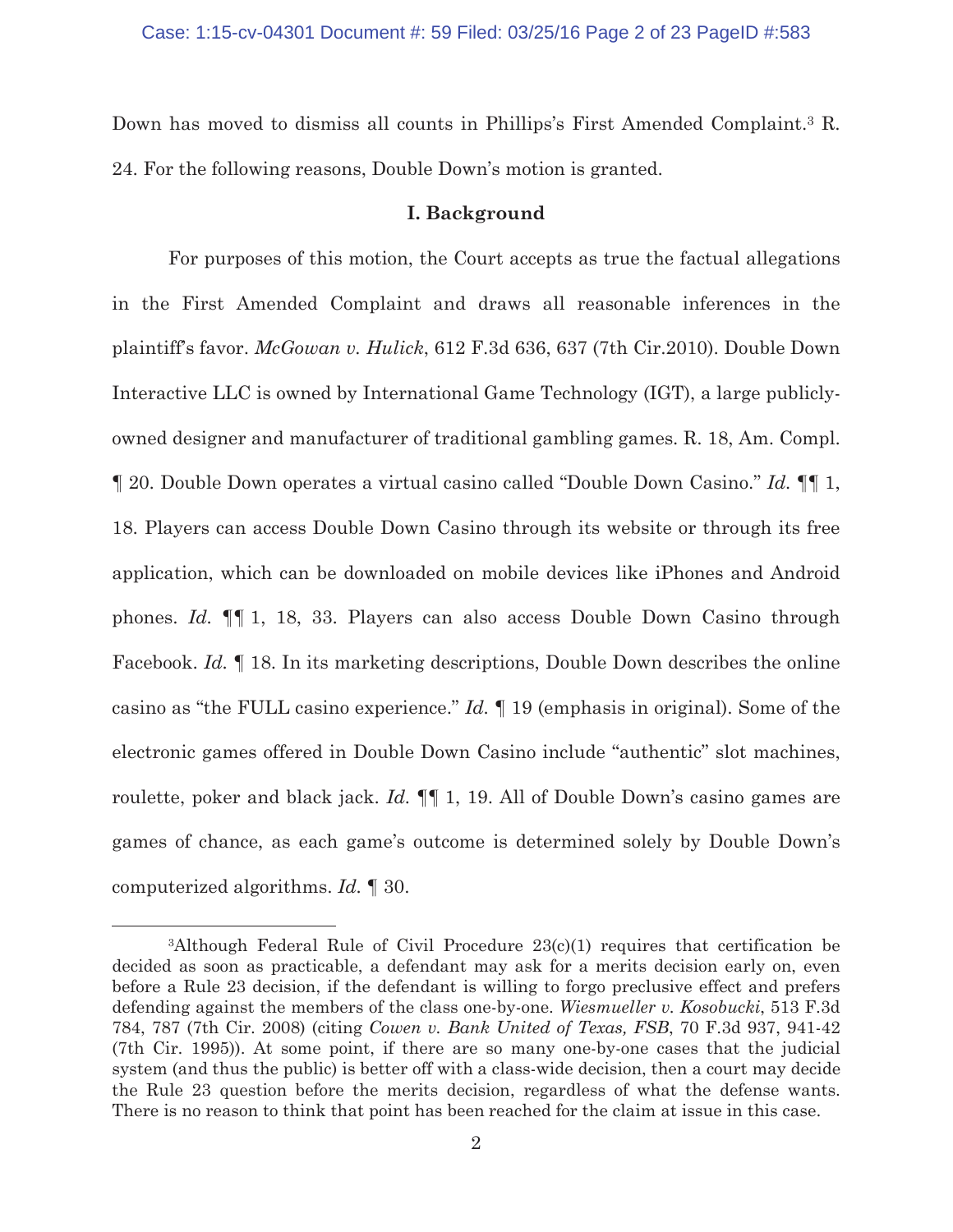Down has moved to dismiss all counts in Phillips's First Amended Complaint.[3] R. 24. For the following reasons, Double Down's motion is granted.

## I. Background

For purposes of this motion, the Court accepts as true the factual allegations in the First Amended Complaint and draws all reasonable inferences in the plaintiff's favor. *McGowan v. Hulick*, 612 F.3d 636, 637 (7th Cir.2010). Double Down Interactive LLC is owned by International Game Technology (IGT), a large publicly-owned designer and manufacturer of traditional gambling games. R. 18, Am. Compl. ¶ 20. Double Down operates a virtual casino called "Double Down Casino." *Id.* ¶¶ 1, 18. Players can access Double Down Casino through its website or through its free application, which can be downloaded on mobile devices like iPhones and Android phones. *Id.* ¶¶ 1, 18, 33. Players can also access Double Down Casino through Facebook. *Id.* ¶ 18. In its marketing descriptions, Double Down describes the online casino as "the FULL casino experience." *Id.* ¶ 19 (emphasis in original). Some of the electronic games offered in Double Down Casino include "authentic" slot machines, roulette, poker and black jack. *Id.* ¶¶ 1, 19. All of Double Down's casino games are games of chance, as each game's outcome is determined solely by Double Down's computerized algorithms. *Id.* ¶ 30.

---

[3]Although Federal Rule of Civil Procedure 23(c)(1) requires that certification be decided as soon as practicable, a defendant may ask for a merits decision early on, even before a Rule 23 decision, if the defendant is willing to forgo preclusive effect and prefers defending against the members of the class one-by-one. *Wiesmueller v. Kosobucki*, 513 F.3d 784, 787 (7th Cir. 2008) (citing *Cowen v. Bank United of Texas, FSB*, 70 F.3d 937, 941-42 (7th Cir. 1995)). At some point, if there are so many one-by-one cases that the judicial system (and thus the public) is better off with a class-wide decision, then a court may decide the Rule 23 question before the merits decision, regardless of what the defense wants. There is no reason to think that point has been reached for the claim at issue in this case.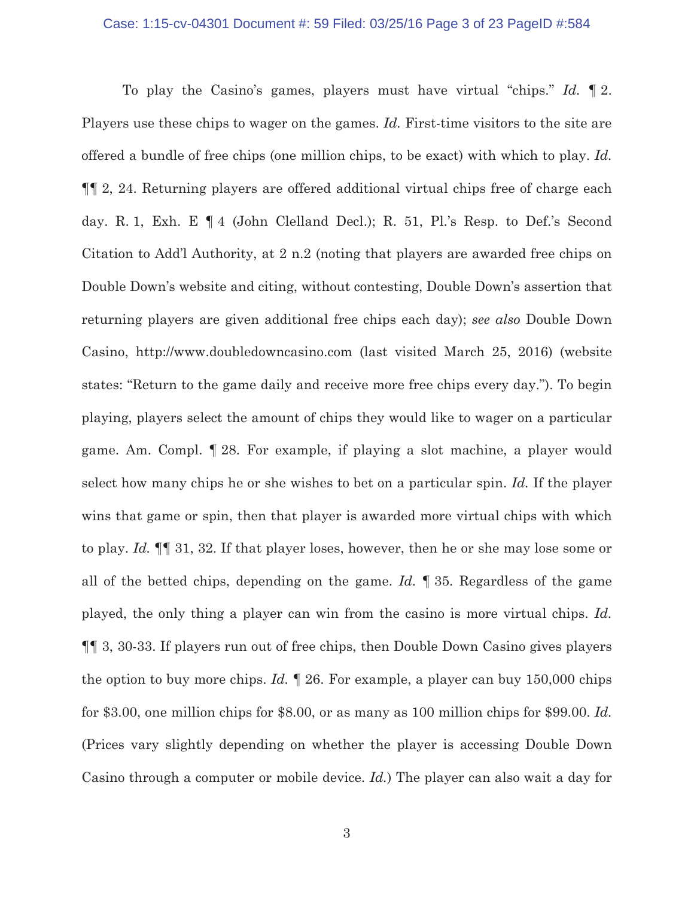To play the Casino's games, players must have virtual "chips." *Id.* ¶ 2. Players use these chips to wager on the games. *Id.* First-time visitors to the site are offered a bundle of free chips (one million chips, to be exact) with which to play. *Id.* ¶¶ 2, 24. Returning players are offered additional virtual chips free of charge each day. R. 1, Exh. E ¶ 4 (John Clelland Decl.); R. 51, Pl.'s Resp. to Def.'s Second Citation to Add'l Authority, at 2 n.2 (noting that players are awarded free chips on Double Down's website and citing, without contesting, Double Down's assertion that returning players are given additional free chips each day); *see also* Double Down Casino, http://www.doubledowncasino.com (last visited March 25, 2016) (website states: "Return to the game daily and receive more free chips every day."). To begin playing, players select the amount of chips they would like to wager on a particular game. Am. Compl. ¶ 28. For example, if playing a slot machine, a player would select how many chips he or she wishes to bet on a particular spin. *Id.* If the player wins that game or spin, then that player is awarded more virtual chips with which to play. *Id.* ¶¶ 31, 32. If that player loses, however, then he or she may lose some or all of the betted chips, depending on the game. *Id.* ¶ 35. Regardless of the game played, the only thing a player can win from the casino is more virtual chips. *Id.* ¶¶ 3, 30-33. If players run out of free chips, then Double Down Casino gives players the option to buy more chips. *Id.* ¶ 26. For example, a player can buy 150,000 chips for $3.00, one million chips for $8.00, or as many as 100 million chips for $99.00. *Id.* (Prices vary slightly depending on whether the player is accessing Double Down Casino through a computer or mobile device. *Id.*) The player can also wait a day for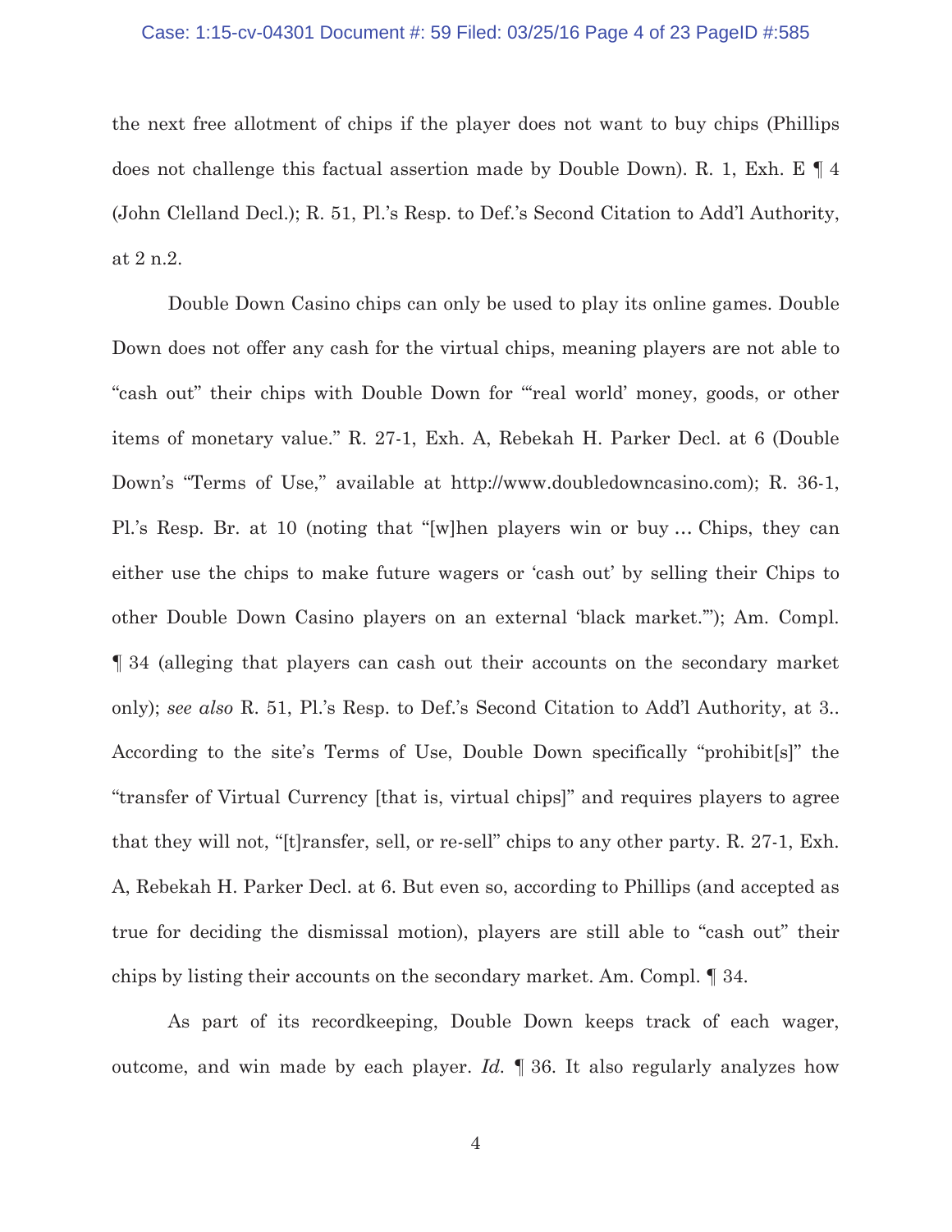the next free allotment of chips if the player does not want to buy chips (Phillips does not challenge this factual assertion made by Double Down). R. 1, Exh. E ¶ 4 (John Clelland Decl.); R. 51, Pl.'s Resp. to Def.'s Second Citation to Add'l Authority, at 2 n.2.

Double Down Casino chips can only be used to play its online games. Double Down does not offer any cash for the virtual chips, meaning players are not able to "cash out" their chips with Double Down for "'real world' money, goods, or other items of monetary value." R. 27-1, Exh. A, Rebekah H. Parker Decl. at 6 (Double Down's "Terms of Use," available at http://www.doubledowncasino.com); R. 36-1, Pl.'s Resp. Br. at 10 (noting that "[w]hen players win or buy … Chips, they can either use the chips to make future wagers or 'cash out' by selling their Chips to other Double Down Casino players on an external 'black market.'"); Am. Compl. ¶ 34 (alleging that players can cash out their accounts on the secondary market only); *see also* R. 51, Pl.'s Resp. to Def.'s Second Citation to Add'l Authority, at 3.. According to the site's Terms of Use, Double Down specifically "prohibit[s]" the "transfer of Virtual Currency [that is, virtual chips]" and requires players to agree that they will not, "[t]ransfer, sell, or re-sell" chips to any other party. R. 27-1, Exh. A, Rebekah H. Parker Decl. at 6. But even so, according to Phillips (and accepted as true for deciding the dismissal motion), players are still able to "cash out" their chips by listing their accounts on the secondary market. Am. Compl. ¶ 34.

As part of its recordkeeping, Double Down keeps track of each wager, outcome, and win made by each player. *Id.* ¶ 36. It also regularly analyzes how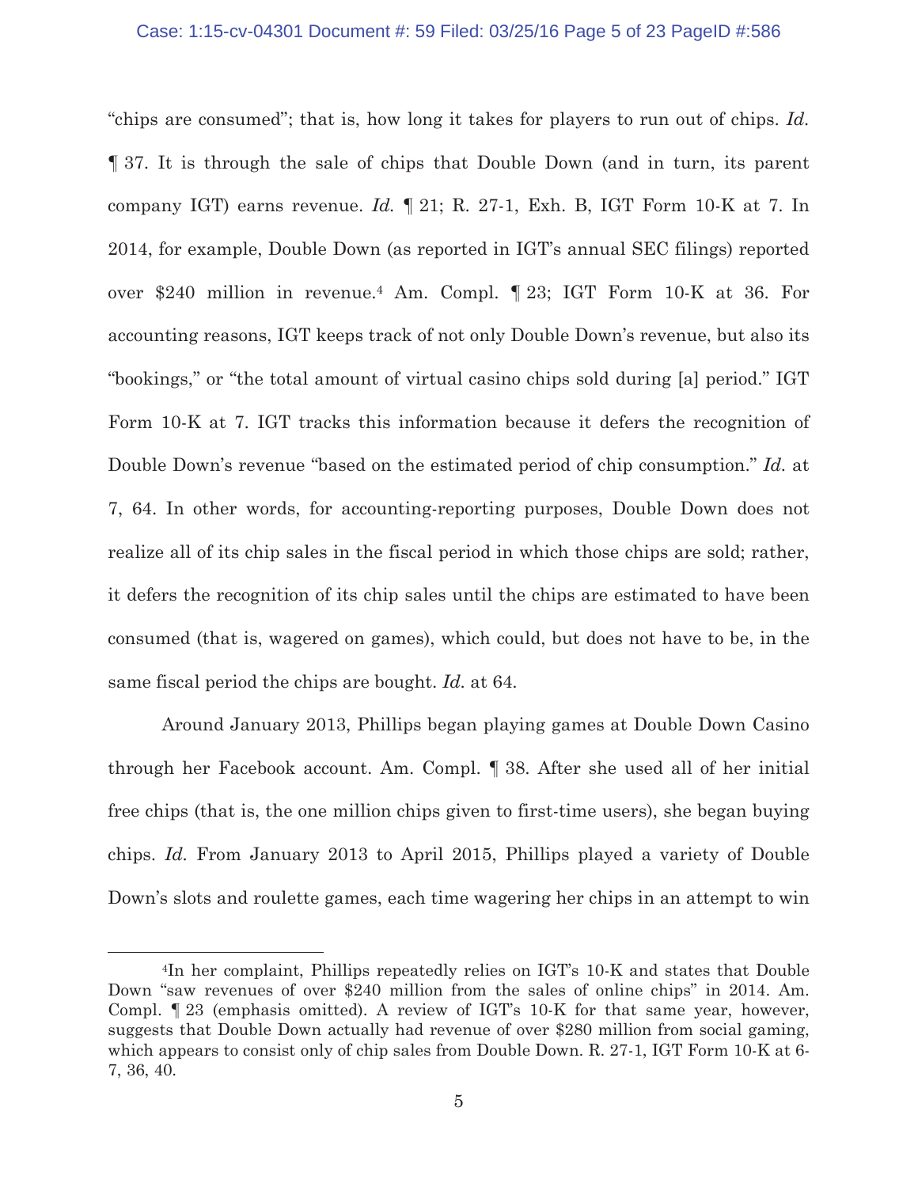"chips are consumed"; that is, how long it takes for players to run out of chips. *Id.* ¶ 37. It is through the sale of chips that Double Down (and in turn, its parent company IGT) earns revenue. *Id.* ¶ 21; R. 27-1, Exh. B, IGT Form 10-K at 7. In 2014, for example, Double Down (as reported in IGT's annual SEC filings) reported over $240 million in revenue.[4] Am. Compl. ¶ 23; IGT Form 10-K at 36. For accounting reasons, IGT keeps track of not only Double Down's revenue, but also its "bookings," or "the total amount of virtual casino chips sold during [a] period." IGT Form 10-K at 7. IGT tracks this information because it defers the recognition of Double Down's revenue "based on the estimated period of chip consumption." *Id.* at 7, 64. In other words, for accounting-reporting purposes, Double Down does not realize all of its chip sales in the fiscal period in which those chips are sold; rather, it defers the recognition of its chip sales until the chips are estimated to have been consumed (that is, wagered on games), which could, but does not have to be, in the same fiscal period the chips are bought. *Id.* at 64.

Around January 2013, Phillips began playing games at Double Down Casino through her Facebook account. Am. Compl. ¶ 38. After she used all of her initial free chips (that is, the one million chips given to first-time users), she began buying chips. *Id.* From January 2013 to April 2015, Phillips played a variety of Double Down's slots and roulette games, each time wagering her chips in an attempt to win

---

[4]In her complaint, Phillips repeatedly relies on IGT's 10-K and states that Double Down "saw revenues of over $240 million from the sales of online chips" in 2014. Am. Compl. ¶ 23 (emphasis omitted). A review of IGT's 10-K for that same year, however, suggests that Double Down actually had revenue of over $280 million from social gaming, which appears to consist only of chip sales from Double Down. R. 27-1, IGT Form 10-K at 6-7, 36, 40.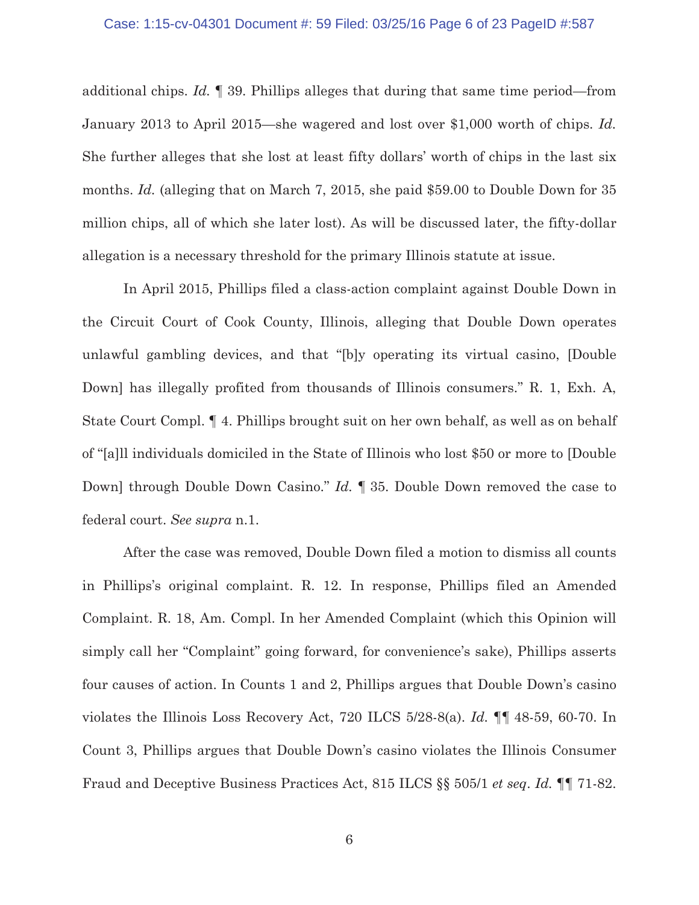additional chips. *Id.* ¶ 39. Phillips alleges that during that same time period—from January 2013 to April 2015—she wagered and lost over $1,000 worth of chips. *Id.* She further alleges that she lost at least fifty dollars' worth of chips in the last six months. *Id.* (alleging that on March 7, 2015, she paid $59.00 to Double Down for 35 million chips, all of which she later lost). As will be discussed later, the fifty-dollar allegation is a necessary threshold for the primary Illinois statute at issue.

In April 2015, Phillips filed a class-action complaint against Double Down in the Circuit Court of Cook County, Illinois, alleging that Double Down operates unlawful gambling devices, and that "[b]y operating its virtual casino, [Double Down] has illegally profited from thousands of Illinois consumers." R. 1, Exh. A, State Court Compl. ¶ 4. Phillips brought suit on her own behalf, as well as on behalf of "[a]ll individuals domiciled in the State of Illinois who lost $50 or more to [Double Down] through Double Down Casino." *Id.* ¶ 35. Double Down removed the case to federal court. *See supra* n.1.

After the case was removed, Double Down filed a motion to dismiss all counts in Phillips's original complaint. R. 12. In response, Phillips filed an Amended Complaint. R. 18, Am. Compl. In her Amended Complaint (which this Opinion will simply call her "Complaint" going forward, for convenience's sake), Phillips asserts four causes of action. In Counts 1 and 2, Phillips argues that Double Down's casino violates the Illinois Loss Recovery Act, 720 ILCS 5/28-8(a). *Id.* ¶¶ 48-59, 60-70. In Count 3, Phillips argues that Double Down's casino violates the Illinois Consumer Fraud and Deceptive Business Practices Act, 815 ILCS §§ 505/1 *et seq*. *Id.* ¶¶ 71-82.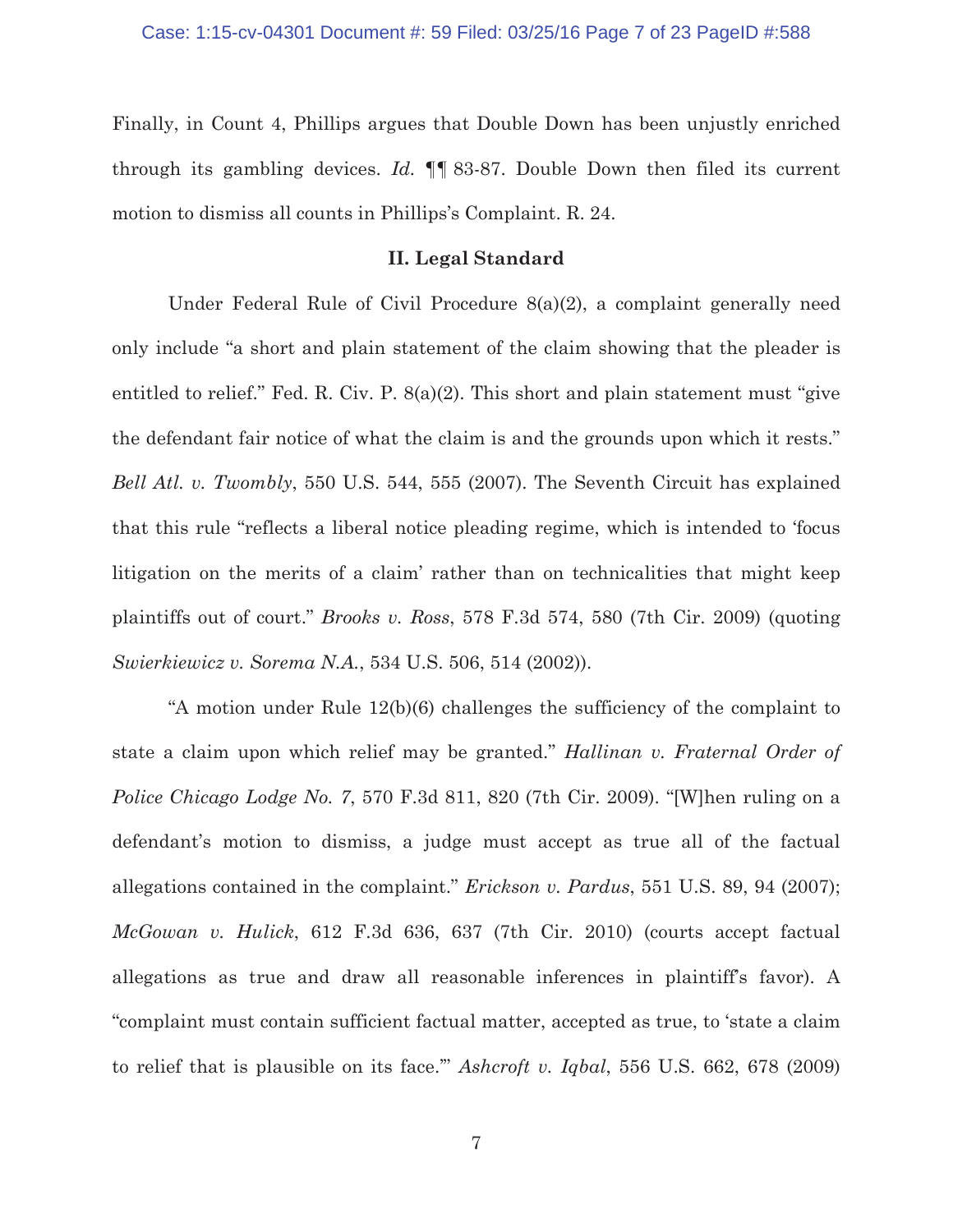Finally, in Count 4, Phillips argues that Double Down has been unjustly enriched through its gambling devices. *Id.* ¶¶ 83-87. Double Down then filed its current motion to dismiss all counts in Phillips's Complaint. R. 24.

## II. Legal Standard

Under Federal Rule of Civil Procedure 8(a)(2), a complaint generally need only include "a short and plain statement of the claim showing that the pleader is entitled to relief." Fed. R. Civ. P. 8(a)(2). This short and plain statement must "give the defendant fair notice of what the claim is and the grounds upon which it rests." *Bell Atl. v. Twombly*, 550 U.S. 544, 555 (2007). The Seventh Circuit has explained that this rule "reflects a liberal notice pleading regime, which is intended to 'focus litigation on the merits of a claim' rather than on technicalities that might keep plaintiffs out of court." *Brooks v. Ross*, 578 F.3d 574, 580 (7th Cir. 2009) (quoting *Swierkiewicz v. Sorema N.A.*, 534 U.S. 506, 514 (2002)).

"A motion under Rule 12(b)(6) challenges the sufficiency of the complaint to state a claim upon which relief may be granted." *Hallinan v. Fraternal Order of Police Chicago Lodge No. 7*, 570 F.3d 811, 820 (7th Cir. 2009). "[W]hen ruling on a defendant's motion to dismiss, a judge must accept as true all of the factual allegations contained in the complaint." *Erickson v. Pardus*, 551 U.S. 89, 94 (2007); *McGowan v. Hulick*, 612 F.3d 636, 637 (7th Cir. 2010) (courts accept factual allegations as true and draw all reasonable inferences in plaintiff's favor). A "complaint must contain sufficient factual matter, accepted as true, to 'state a claim to relief that is plausible on its face.'" *Ashcroft v. Iqbal*, 556 U.S. 662, 678 (2009)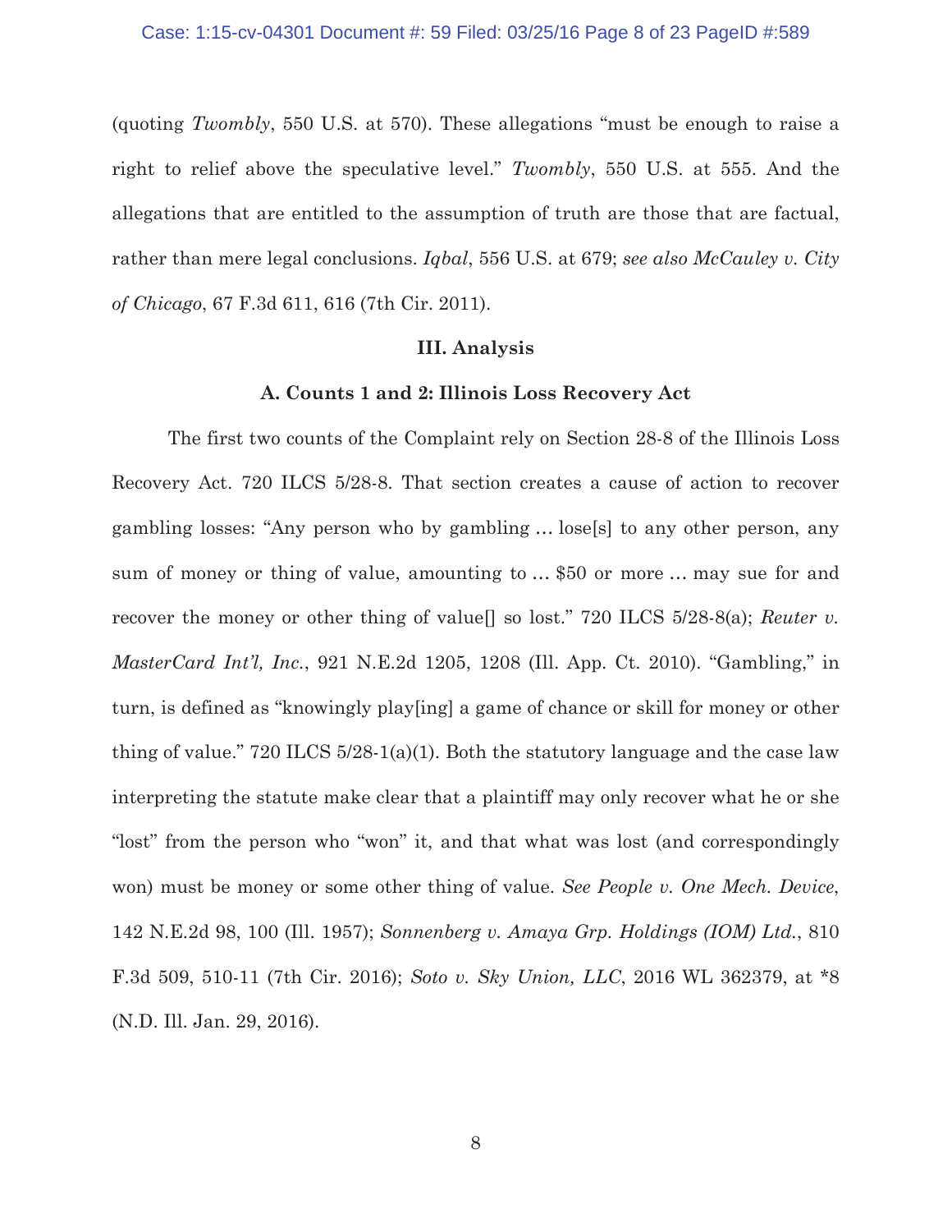(quoting *Twombly*, 550 U.S. at 570). These allegations "must be enough to raise a right to relief above the speculative level." *Twombly*, 550 U.S. at 555. And the allegations that are entitled to the assumption of truth are those that are factual, rather than mere legal conclusions. *Iqbal*, 556 U.S. at 679; *see also McCauley v. City of Chicago*, 67 F.3d 611, 616 (7th Cir. 2011).

## III. Analysis

### A. Counts 1 and 2: Illinois Loss Recovery Act

The first two counts of the Complaint rely on Section 28-8 of the Illinois Loss Recovery Act. 720 ILCS 5/28-8. That section creates a cause of action to recover gambling losses: "Any person who by gambling … lose[s] to any other person, any sum of money or thing of value, amounting to … $50 or more … may sue for and recover the money or other thing of value[] so lost." 720 ILCS 5/28-8(a); *Reuter v. MasterCard Int'l, Inc.*, 921 N.E.2d 1205, 1208 (Ill. App. Ct. 2010). "Gambling," in turn, is defined as "knowingly play[ing] a game of chance or skill for money or other thing of value." 720 ILCS 5/28-1(a)(1). Both the statutory language and the case law interpreting the statute make clear that a plaintiff may only recover what he or she "lost" from the person who "won" it, and that what was lost (and correspondingly won) must be money or some other thing of value. *See People v. One Mech. Device*, 142 N.E.2d 98, 100 (Ill. 1957); *Sonnenberg v. Amaya Grp. Holdings (IOM) Ltd.*, 810 F.3d 509, 510-11 (7th Cir. 2016); *Soto v. Sky Union, LLC*, 2016 WL 362379, at *8 (N.D. Ill. Jan. 29, 2016).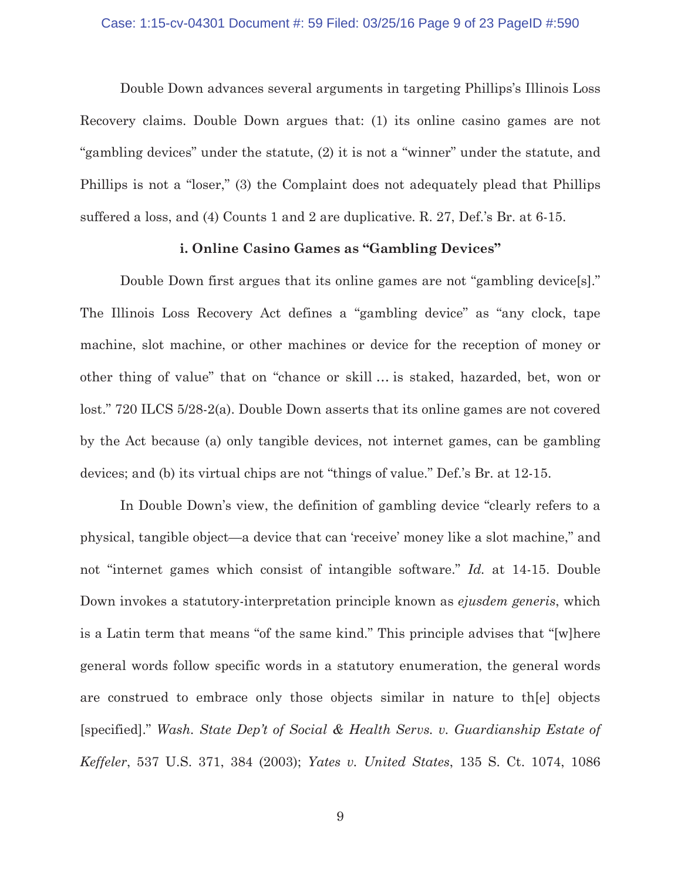Double Down advances several arguments in targeting Phillips's Illinois Loss Recovery claims. Double Down argues that: (1) its online casino games are not "gambling devices" under the statute, (2) it is not a "winner" under the statute, and Phillips is not a "loser," (3) the Complaint does not adequately plead that Phillips suffered a loss, and (4) Counts 1 and 2 are duplicative. R. 27, Def.'s Br. at 6-15.

**i. Online Casino Games as "Gambling Devices"**

Double Down first argues that its online games are not "gambling device[s]." The Illinois Loss Recovery Act defines a "gambling device" as "any clock, tape machine, slot machine, or other machines or device for the reception of money or other thing of value" that on "chance or skill … is staked, hazarded, bet, won or lost." 720 ILCS 5/28-2(a). Double Down asserts that its online games are not covered by the Act because (a) only tangible devices, not internet games, can be gambling devices; and (b) its virtual chips are not "things of value." Def.'s Br. at 12-15.

In Double Down's view, the definition of gambling device "clearly refers to a physical, tangible object—a device that can 'receive' money like a slot machine," and not "internet games which consist of intangible software." *Id.* at 14-15. Double Down invokes a statutory-interpretation principle known as *ejusdem generis*, which is a Latin term that means "of the same kind." This principle advises that "[w]here general words follow specific words in a statutory enumeration, the general words are construed to embrace only those objects similar in nature to th[e] objects [specified]." *Wash. State Dep't of Social & Health Servs. v. Guardianship Estate of Keffeler*, 537 U.S. 371, 384 (2003); *Yates v. United States*, 135 S. Ct. 1074, 1086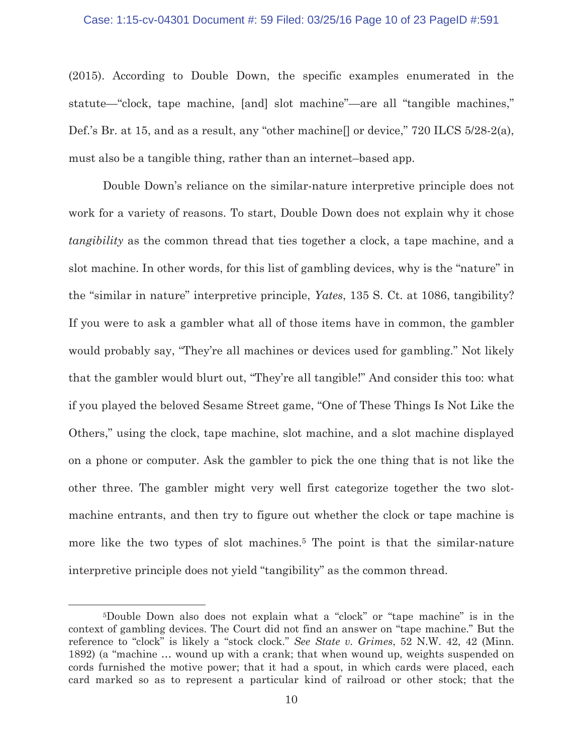(2015). According to Double Down, the specific examples enumerated in the statute—"clock, tape machine, [and] slot machine"—are all "tangible machines," Def.'s Br. at 15, and as a result, any "other machine[] or device," 720 ILCS 5/28-2(a), must also be a tangible thing, rather than an internet–based app.

Double Down's reliance on the similar-nature interpretive principle does not work for a variety of reasons. To start, Double Down does not explain why it chose *tangibility* as the common thread that ties together a clock, a tape machine, and a slot machine. In other words, for this list of gambling devices, why is the "nature" in the "similar in nature" interpretive principle, *Yates*, 135 S. Ct. at 1086, tangibility? If you were to ask a gambler what all of those items have in common, the gambler would probably say, "They're all machines or devices used for gambling." Not likely that the gambler would blurt out, "They're all tangible!" And consider this too: what if you played the beloved Sesame Street game, "One of These Things Is Not Like the Others," using the clock, tape machine, slot machine, and a slot machine displayed on a phone or computer. Ask the gambler to pick the one thing that is not like the other three. The gambler might very well first categorize together the two slot-machine entrants, and then try to figure out whether the clock or tape machine is more like the two types of slot machines.[5] The point is that the similar-nature interpretive principle does not yield "tangibility" as the common thread.

[5]Double Down also does not explain what a "clock" or "tape machine" is in the context of gambling devices. The Court did not find an answer on "tape machine." But the reference to "clock" is likely a "stock clock." *See State v. Grimes*, 52 N.W. 42, 42 (Minn. 1892) (a "machine … wound up with a crank; that when wound up, weights suspended on cords furnished the motive power; that it had a spout, in which cards were placed, each card marked so as to represent a particular kind of railroad or other stock; that the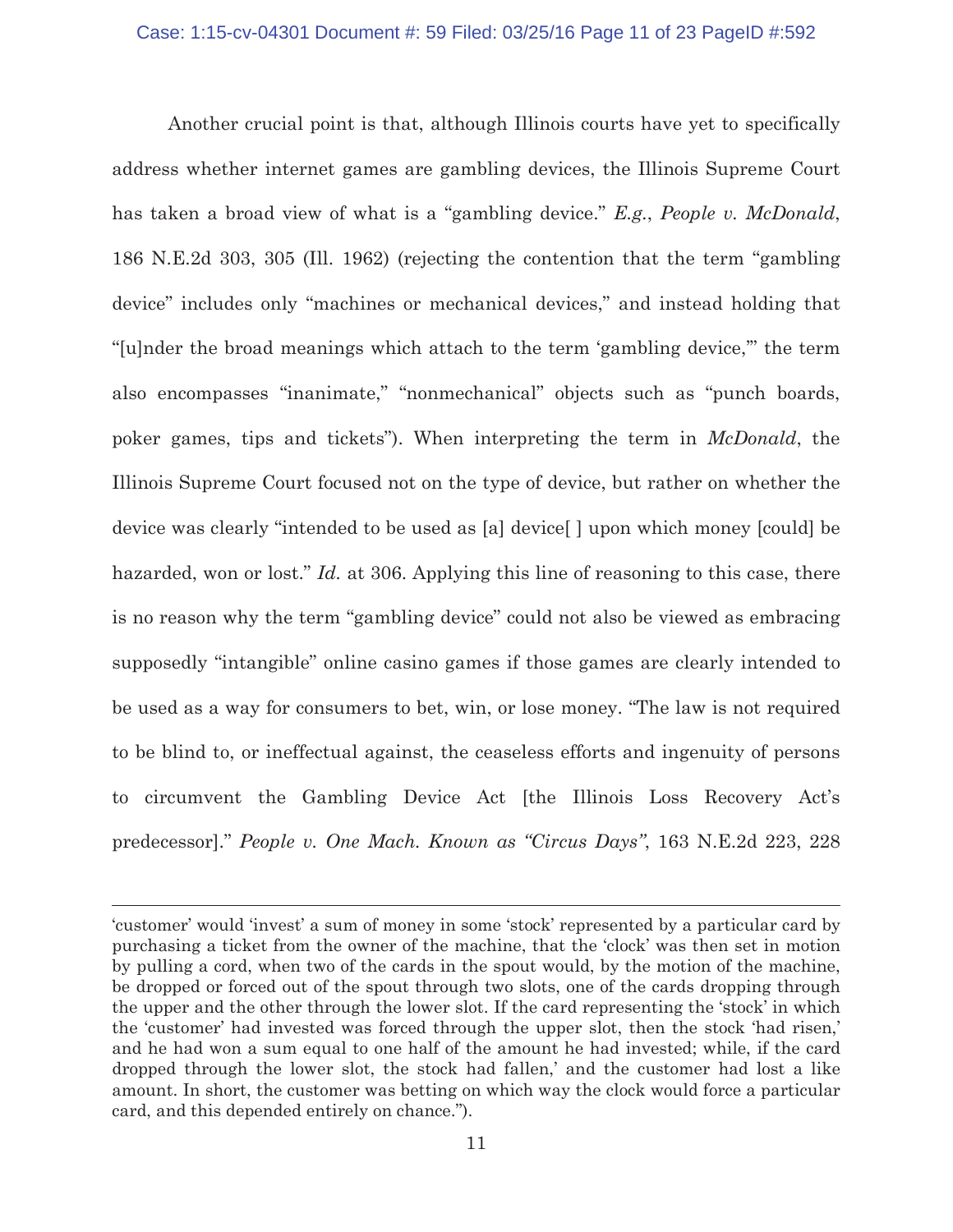Another crucial point is that, although Illinois courts have yet to specifically address whether internet games are gambling devices, the Illinois Supreme Court has taken a broad view of what is a "gambling device." *E.g.*, *People v. McDonald*, 186 N.E.2d 303, 305 (Ill. 1962) (rejecting the contention that the term "gambling device" includes only "machines or mechanical devices," and instead holding that "[u]nder the broad meanings which attach to the term 'gambling device,'" the term also encompasses "inanimate," "nonmechanical" objects such as "punch boards, poker games, tips and tickets"). When interpreting the term in *McDonald*, the Illinois Supreme Court focused not on the type of device, but rather on whether the device was clearly "intended to be used as [a] device[ ] upon which money [could] be hazarded, won or lost." *Id.* at 306. Applying this line of reasoning to this case, there is no reason why the term "gambling device" could not also be viewed as embracing supposedly "intangible" online casino games if those games are clearly intended to be used as a way for consumers to bet, win, or lose money. "The law is not required to be blind to, or ineffectual against, the ceaseless efforts and ingenuity of persons to circumvent the Gambling Device Act [the Illinois Loss Recovery Act's predecessor]." *People v. One Mach. Known as "Circus Days"*, 163 N.E.2d 223, 228

---

'customer' would 'invest' a sum of money in some 'stock' represented by a particular card by purchasing a ticket from the owner of the machine, that the 'clock' was then set in motion by pulling a cord, when two of the cards in the spout would, by the motion of the machine, be dropped or forced out of the spout through two slots, one of the cards dropping through the upper and the other through the lower slot. If the card representing the 'stock' in which the 'customer' had invested was forced through the upper slot, then the stock 'had risen,' and he had won a sum equal to one half of the amount he had invested; while, if the card dropped through the lower slot, the stock had fallen,' and the customer had lost a like amount. In short, the customer was betting on which way the clock would force a particular card, and this depended entirely on chance.").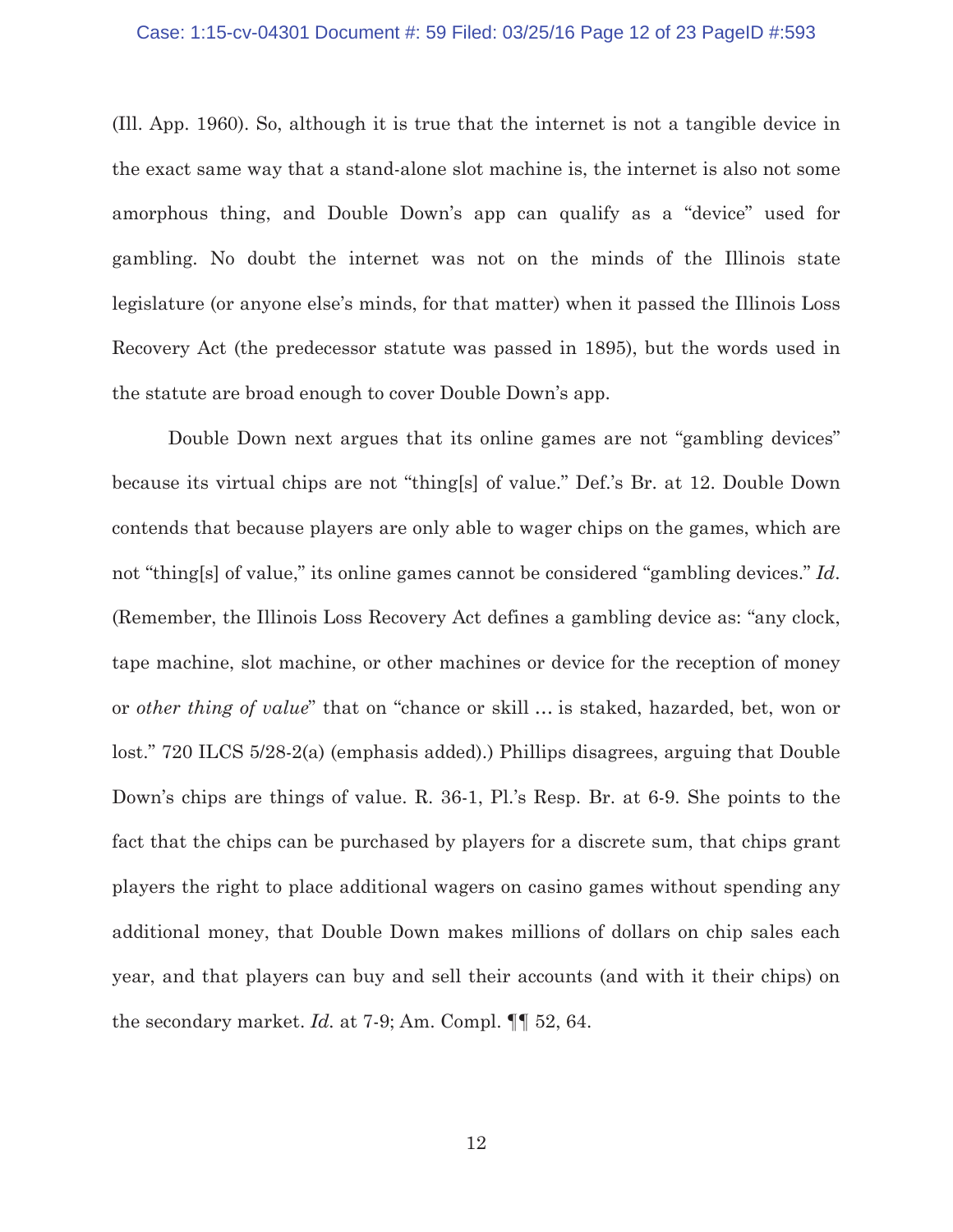(Ill. App. 1960). So, although it is true that the internet is not a tangible device in the exact same way that a stand-alone slot machine is, the internet is also not some amorphous thing, and Double Down's app can qualify as a "device" used for gambling. No doubt the internet was not on the minds of the Illinois state legislature (or anyone else's minds, for that matter) when it passed the Illinois Loss Recovery Act (the predecessor statute was passed in 1895), but the words used in the statute are broad enough to cover Double Down's app.

Double Down next argues that its online games are not "gambling devices" because its virtual chips are not "thing[s] of value." Def.'s Br. at 12. Double Down contends that because players are only able to wager chips on the games, which are not "thing[s] of value," its online games cannot be considered "gambling devices." *Id*. (Remember, the Illinois Loss Recovery Act defines a gambling device as: "any clock, tape machine, slot machine, or other machines or device for the reception of money or *other thing of value*" that on "chance or skill … is staked, hazarded, bet, won or lost." 720 ILCS 5/28-2(a) (emphasis added).) Phillips disagrees, arguing that Double Down's chips are things of value. R. 36-1, Pl.'s Resp. Br. at 6-9. She points to the fact that the chips can be purchased by players for a discrete sum, that chips grant players the right to place additional wagers on casino games without spending any additional money, that Double Down makes millions of dollars on chip sales each year, and that players can buy and sell their accounts (and with it their chips) on the secondary market. *Id.* at 7-9; Am. Compl. ¶¶ 52, 64.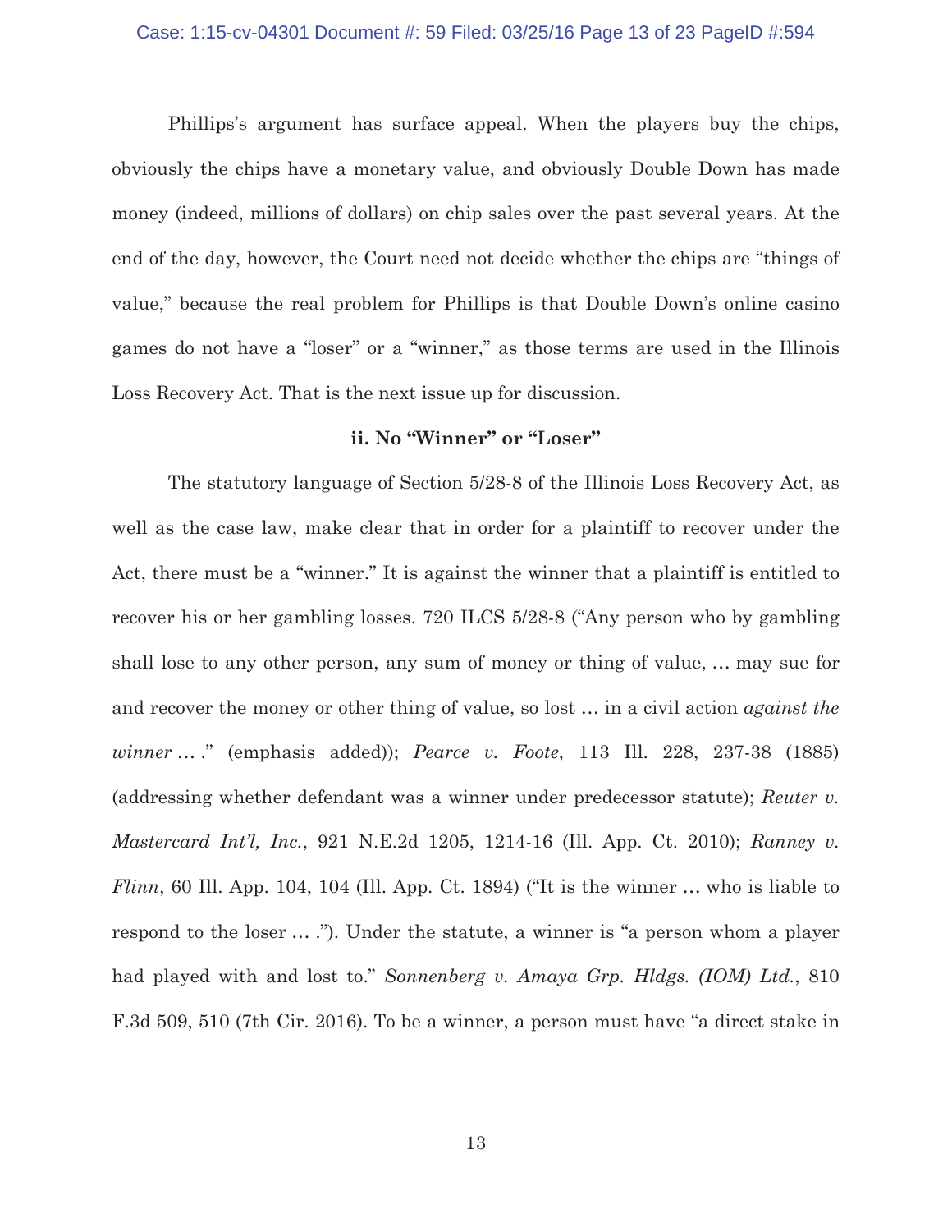Phillips's argument has surface appeal. When the players buy the chips, obviously the chips have a monetary value, and obviously Double Down has made money (indeed, millions of dollars) on chip sales over the past several years. At the end of the day, however, the Court need not decide whether the chips are "things of value," because the real problem for Phillips is that Double Down's online casino games do not have a "loser" or a "winner," as those terms are used in the Illinois Loss Recovery Act. That is the next issue up for discussion.

**ii. No "Winner" or "Loser"**

The statutory language of Section 5/28-8 of the Illinois Loss Recovery Act, as well as the case law, make clear that in order for a plaintiff to recover under the Act, there must be a "winner." It is against the winner that a plaintiff is entitled to recover his or her gambling losses. 720 ILCS 5/28-8 ("Any person who by gambling shall lose to any other person, any sum of money or thing of value, … may sue for and recover the money or other thing of value, so lost … in a civil action *against the winner* … ." (emphasis added)); *Pearce v. Foote*, 113 Ill. 228, 237-38 (1885) (addressing whether defendant was a winner under predecessor statute); *Reuter v. Mastercard Int'l, Inc.*, 921 N.E.2d 1205, 1214-16 (Ill. App. Ct. 2010); *Ranney v. Flinn*, 60 Ill. App. 104, 104 (Ill. App. Ct. 1894) ("It is the winner … who is liable to respond to the loser … ."). Under the statute, a winner is "a person whom a player had played with and lost to." *Sonnenberg v. Amaya Grp. Hldgs. (IOM) Ltd.*, 810 F.3d 509, 510 (7th Cir. 2016). To be a winner, a person must have "a direct stake in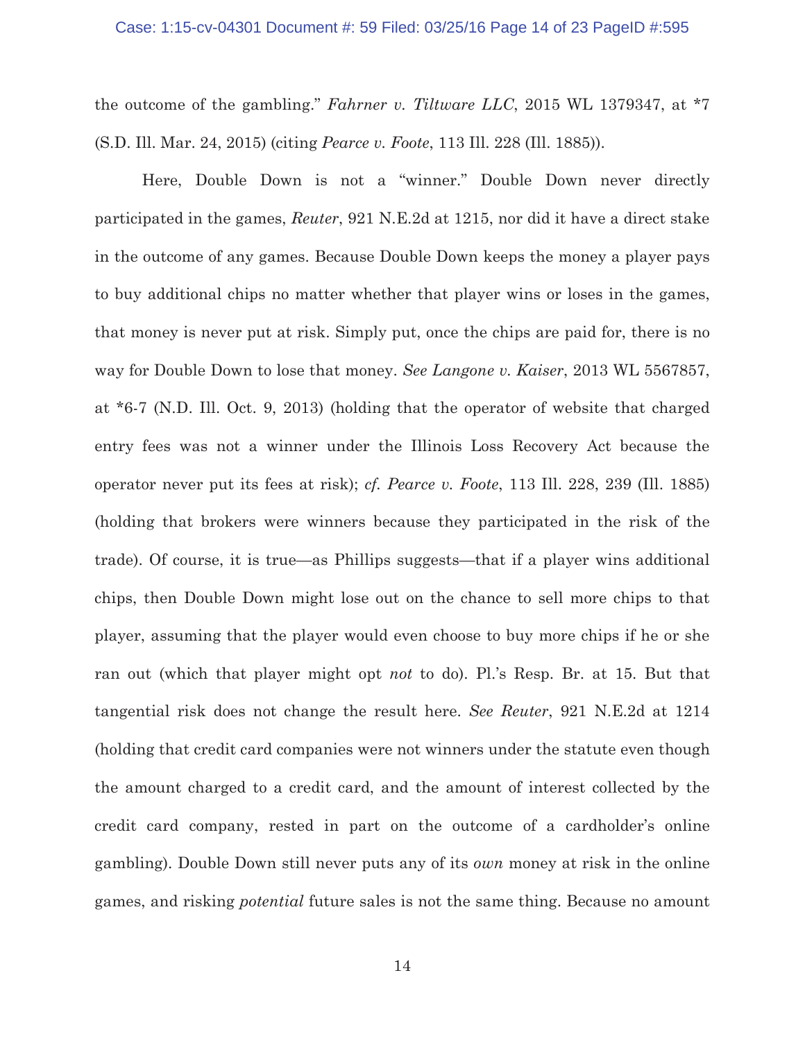the outcome of the gambling." *Fahrner v. Tiltware LLC*, 2015 WL 1379347, at *7 (S.D. Ill. Mar. 24, 2015) (citing *Pearce v. Foote*, 113 Ill. 228 (Ill. 1885)).

Here, Double Down is not a "winner." Double Down never directly participated in the games, *Reuter*, 921 N.E.2d at 1215, nor did it have a direct stake in the outcome of any games. Because Double Down keeps the money a player pays to buy additional chips no matter whether that player wins or loses in the games, that money is never put at risk. Simply put, once the chips are paid for, there is no way for Double Down to lose that money. *See Langone v. Kaiser*, 2013 WL 5567857, at *6-7 (N.D. Ill. Oct. 9, 2013) (holding that the operator of website that charged entry fees was not a winner under the Illinois Loss Recovery Act because the operator never put its fees at risk); *cf. Pearce v. Foote*, 113 Ill. 228, 239 (Ill. 1885) (holding that brokers were winners because they participated in the risk of the trade). Of course, it is true—as Phillips suggests—that if a player wins additional chips, then Double Down might lose out on the chance to sell more chips to that player, assuming that the player would even choose to buy more chips if he or she ran out (which that player might opt *not* to do). Pl.'s Resp. Br. at 15. But that tangential risk does not change the result here. *See Reuter*, 921 N.E.2d at 1214 (holding that credit card companies were not winners under the statute even though the amount charged to a credit card, and the amount of interest collected by the credit card company, rested in part on the outcome of a cardholder's online gambling). Double Down still never puts any of its *own* money at risk in the online games, and risking *potential* future sales is not the same thing. Because no amount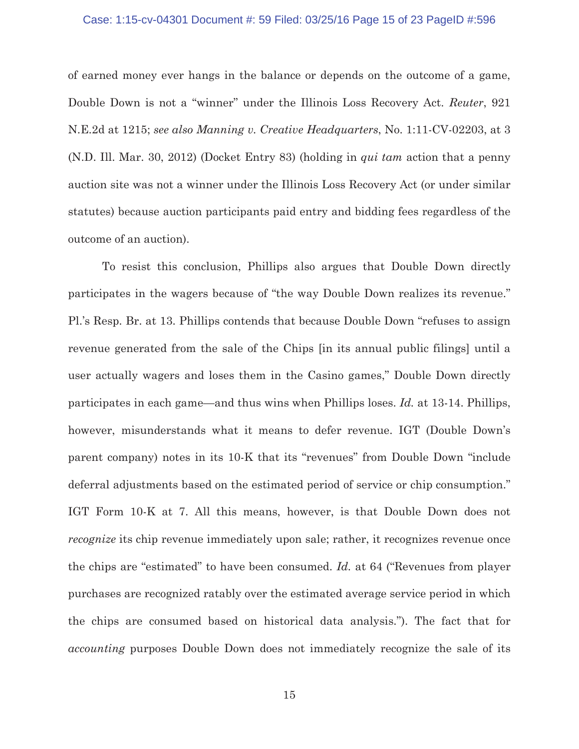of earned money ever hangs in the balance or depends on the outcome of a game, Double Down is not a "winner" under the Illinois Loss Recovery Act. *Reuter*, 921 N.E.2d at 1215; *see also Manning v. Creative Headquarters*, No. 1:11-CV-02203, at 3 (N.D. Ill. Mar. 30, 2012) (Docket Entry 83) (holding in *qui tam* action that a penny auction site was not a winner under the Illinois Loss Recovery Act (or under similar statutes) because auction participants paid entry and bidding fees regardless of the outcome of an auction).

To resist this conclusion, Phillips also argues that Double Down directly participates in the wagers because of "the way Double Down realizes its revenue." Pl.'s Resp. Br. at 13. Phillips contends that because Double Down "refuses to assign revenue generated from the sale of the Chips [in its annual public filings] until a user actually wagers and loses them in the Casino games," Double Down directly participates in each game—and thus wins when Phillips loses. *Id.* at 13-14. Phillips, however, misunderstands what it means to defer revenue. IGT (Double Down's parent company) notes in its 10-K that its "revenues" from Double Down "include deferral adjustments based on the estimated period of service or chip consumption." IGT Form 10-K at 7. All this means, however, is that Double Down does not *recognize* its chip revenue immediately upon sale; rather, it recognizes revenue once the chips are "estimated" to have been consumed. *Id.* at 64 ("Revenues from player purchases are recognized ratably over the estimated average service period in which the chips are consumed based on historical data analysis."). The fact that for *accounting* purposes Double Down does not immediately recognize the sale of its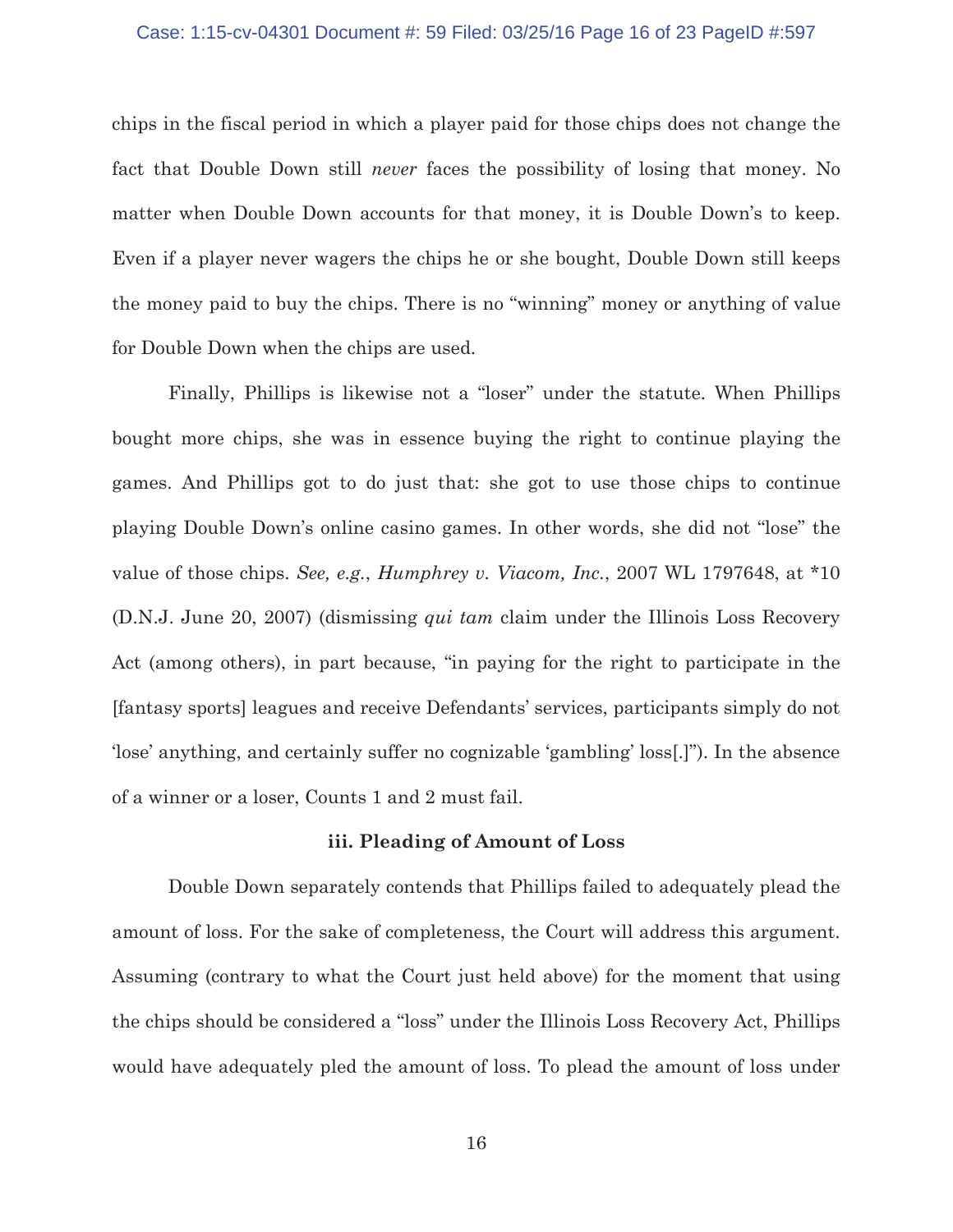chips in the fiscal period in which a player paid for those chips does not change the fact that Double Down still *never* faces the possibility of losing that money. No matter when Double Down accounts for that money, it is Double Down's to keep. Even if a player never wagers the chips he or she bought, Double Down still keeps the money paid to buy the chips. There is no "winning" money or anything of value for Double Down when the chips are used.

Finally, Phillips is likewise not a "loser" under the statute. When Phillips bought more chips, she was in essence buying the right to continue playing the games. And Phillips got to do just that: she got to use those chips to continue playing Double Down's online casino games. In other words, she did not "lose" the value of those chips. *See, e.g.*, *Humphrey v. Viacom, Inc.*, 2007 WL 1797648, at *10 (D.N.J. June 20, 2007) (dismissing *qui tam* claim under the Illinois Loss Recovery Act (among others), in part because, "in paying for the right to participate in the [fantasy sports] leagues and receive Defendants' services, participants simply do not 'lose' anything, and certainly suffer no cognizable 'gambling' loss[.]"). In the absence of a winner or a loser, Counts 1 and 2 must fail.

**iii. Pleading of Amount of Loss**

Double Down separately contends that Phillips failed to adequately plead the amount of loss. For the sake of completeness, the Court will address this argument. Assuming (contrary to what the Court just held above) for the moment that using the chips should be considered a "loss" under the Illinois Loss Recovery Act, Phillips would have adequately pled the amount of loss. To plead the amount of loss under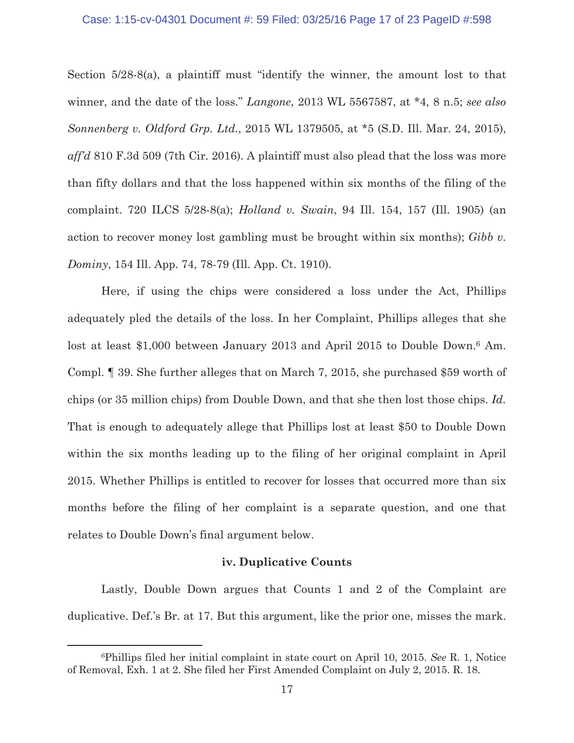Section 5/28-8(a), a plaintiff must "identify the winner, the amount lost to that winner, and the date of the loss." *Langone*, 2013 WL 5567587, at *4, 8 n.5; *see also Sonnenberg v. Oldford Grp. Ltd.*, 2015 WL 1379505, at *5 (S.D. Ill. Mar. 24, 2015), *aff'd* 810 F.3d 509 (7th Cir. 2016). A plaintiff must also plead that the loss was more than fifty dollars and that the loss happened within six months of the filing of the complaint. 720 ILCS 5/28-8(a); *Holland v. Swain*, 94 Ill. 154, 157 (Ill. 1905) (an action to recover money lost gambling must be brought within six months); *Gibb v. Dominy*, 154 Ill. App. 74, 78-79 (Ill. App. Ct. 1910).

Here, if using the chips were considered a loss under the Act, Phillips adequately pled the details of the loss. In her Complaint, Phillips alleges that she lost at least $1,000 between January 2013 and April 2015 to Double Down.[6] Am. Compl. ¶ 39. She further alleges that on March 7, 2015, she purchased $59 worth of chips (or 35 million chips) from Double Down, and that she then lost those chips. *Id.* That is enough to adequately allege that Phillips lost at least $50 to Double Down within the six months leading up to the filing of her original complaint in April 2015. Whether Phillips is entitled to recover for losses that occurred more than six months before the filing of her complaint is a separate question, and one that relates to Double Down's final argument below.

**iv. Duplicative Counts**

Lastly, Double Down argues that Counts 1 and 2 of the Complaint are duplicative. Def.'s Br. at 17. But this argument, like the prior one, misses the mark.

---

[6]Phillips filed her initial complaint in state court on April 10, 2015. *See* R. 1, Notice of Removal, Exh. 1 at 2. She filed her First Amended Complaint on July 2, 2015. R. 18.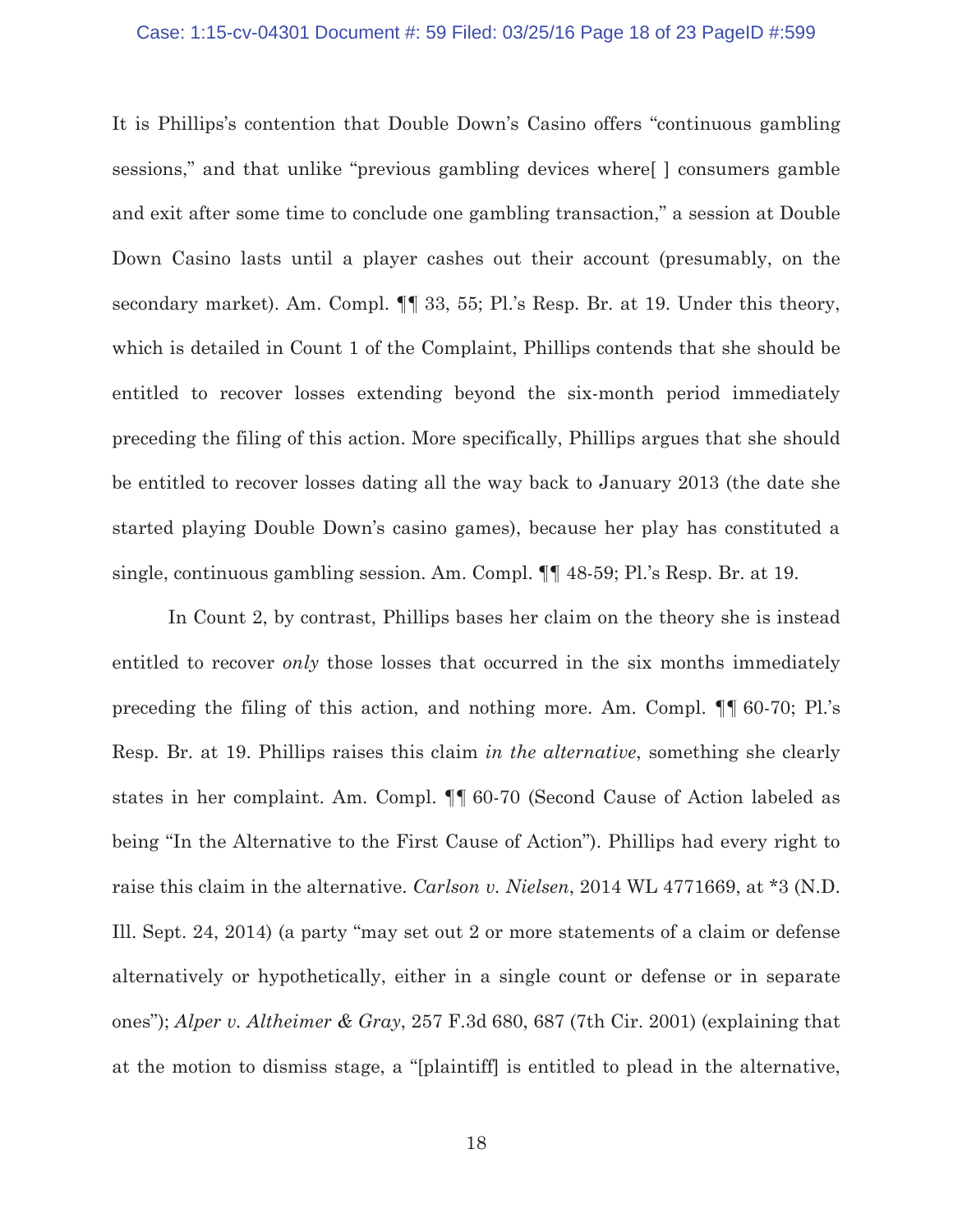It is Phillips's contention that Double Down's Casino offers "continuous gambling sessions," and that unlike "previous gambling devices where[ ] consumers gamble and exit after some time to conclude one gambling transaction," a session at Double Down Casino lasts until a player cashes out their account (presumably, on the secondary market). Am. Compl. ¶¶ 33, 55; Pl.'s Resp. Br. at 19. Under this theory, which is detailed in Count 1 of the Complaint, Phillips contends that she should be entitled to recover losses extending beyond the six-month period immediately preceding the filing of this action. More specifically, Phillips argues that she should be entitled to recover losses dating all the way back to January 2013 (the date she started playing Double Down's casino games), because her play has constituted a single, continuous gambling session. Am. Compl. ¶¶ 48-59; Pl.'s Resp. Br. at 19.

In Count 2, by contrast, Phillips bases her claim on the theory she is instead entitled to recover *only* those losses that occurred in the six months immediately preceding the filing of this action, and nothing more. Am. Compl. ¶¶ 60-70; Pl.'s Resp. Br. at 19. Phillips raises this claim *in the alternative*, something she clearly states in her complaint. Am. Compl. ¶¶ 60-70 (Second Cause of Action labeled as being "In the Alternative to the First Cause of Action"). Phillips had every right to raise this claim in the alternative. *Carlson v. Nielsen*, 2014 WL 4771669, at *3 (N.D. Ill. Sept. 24, 2014) (a party "may set out 2 or more statements of a claim or defense alternatively or hypothetically, either in a single count or defense or in separate ones"); *Alper v. Altheimer & Gray*, 257 F.3d 680, 687 (7th Cir. 2001) (explaining that at the motion to dismiss stage, a "[plaintiff] is entitled to plead in the alternative,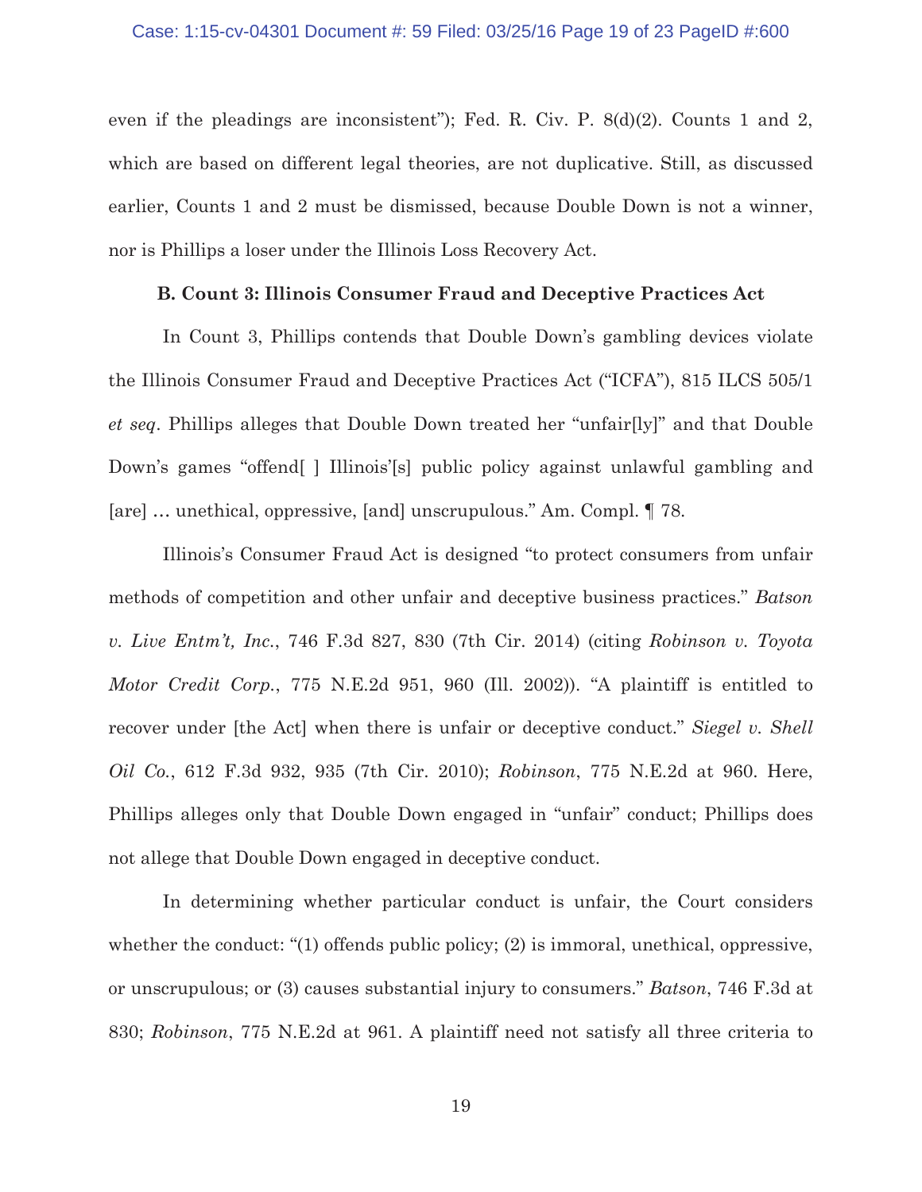even if the pleadings are inconsistent"); Fed. R. Civ. P. 8(d)(2). Counts 1 and 2, which are based on different legal theories, are not duplicative. Still, as discussed earlier, Counts 1 and 2 must be dismissed, because Double Down is not a winner, nor is Phillips a loser under the Illinois Loss Recovery Act.

**B. Count 3: Illinois Consumer Fraud and Deceptive Practices Act**

In Count 3, Phillips contends that Double Down's gambling devices violate the Illinois Consumer Fraud and Deceptive Practices Act ("ICFA"), 815 ILCS 505/1 *et seq*. Phillips alleges that Double Down treated her "unfair[ly]" and that Double Down's games "offend[ ] Illinois'[s] public policy against unlawful gambling and [are] … unethical, oppressive, [and] unscrupulous." Am. Compl. ¶ 78.

Illinois's Consumer Fraud Act is designed "to protect consumers from unfair methods of competition and other unfair and deceptive business practices." *Batson v. Live Entm't, Inc.*, 746 F.3d 827, 830 (7th Cir. 2014) (citing *Robinson v. Toyota Motor Credit Corp.*, 775 N.E.2d 951, 960 (Ill. 2002)). "A plaintiff is entitled to recover under [the Act] when there is unfair or deceptive conduct." *Siegel v. Shell Oil Co.*, 612 F.3d 932, 935 (7th Cir. 2010); *Robinson*, 775 N.E.2d at 960. Here, Phillips alleges only that Double Down engaged in "unfair" conduct; Phillips does not allege that Double Down engaged in deceptive conduct.

In determining whether particular conduct is unfair, the Court considers whether the conduct: "(1) offends public policy; (2) is immoral, unethical, oppressive, or unscrupulous; or (3) causes substantial injury to consumers." *Batson*, 746 F.3d at 830; *Robinson*, 775 N.E.2d at 961. A plaintiff need not satisfy all three criteria to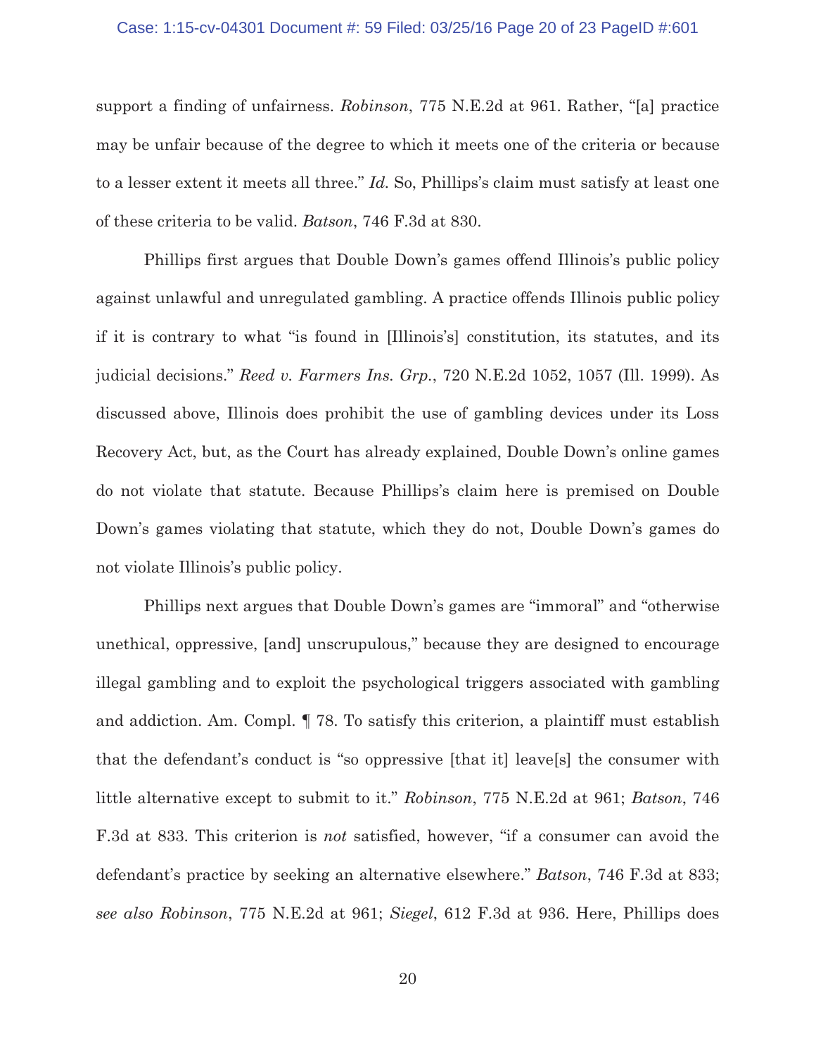support a finding of unfairness. *Robinson*, 775 N.E.2d at 961. Rather, "[a] practice may be unfair because of the degree to which it meets one of the criteria or because to a lesser extent it meets all three." *Id.* So, Phillips's claim must satisfy at least one of these criteria to be valid. *Batson*, 746 F.3d at 830.

Phillips first argues that Double Down's games offend Illinois's public policy against unlawful and unregulated gambling. A practice offends Illinois public policy if it is contrary to what "is found in [Illinois's] constitution, its statutes, and its judicial decisions." *Reed v. Farmers Ins. Grp.*, 720 N.E.2d 1052, 1057 (Ill. 1999). As discussed above, Illinois does prohibit the use of gambling devices under its Loss Recovery Act, but, as the Court has already explained, Double Down's online games do not violate that statute. Because Phillips's claim here is premised on Double Down's games violating that statute, which they do not, Double Down's games do not violate Illinois's public policy.

Phillips next argues that Double Down's games are "immoral" and "otherwise unethical, oppressive, [and] unscrupulous," because they are designed to encourage illegal gambling and to exploit the psychological triggers associated with gambling and addiction. Am. Compl. ¶ 78. To satisfy this criterion, a plaintiff must establish that the defendant's conduct is "so oppressive [that it] leave[s] the consumer with little alternative except to submit to it." *Robinson*, 775 N.E.2d at 961; *Batson*, 746 F.3d at 833. This criterion is *not* satisfied, however, "if a consumer can avoid the defendant's practice by seeking an alternative elsewhere." *Batson*, 746 F.3d at 833; *see also Robinson*, 775 N.E.2d at 961; *Siegel*, 612 F.3d at 936. Here, Phillips does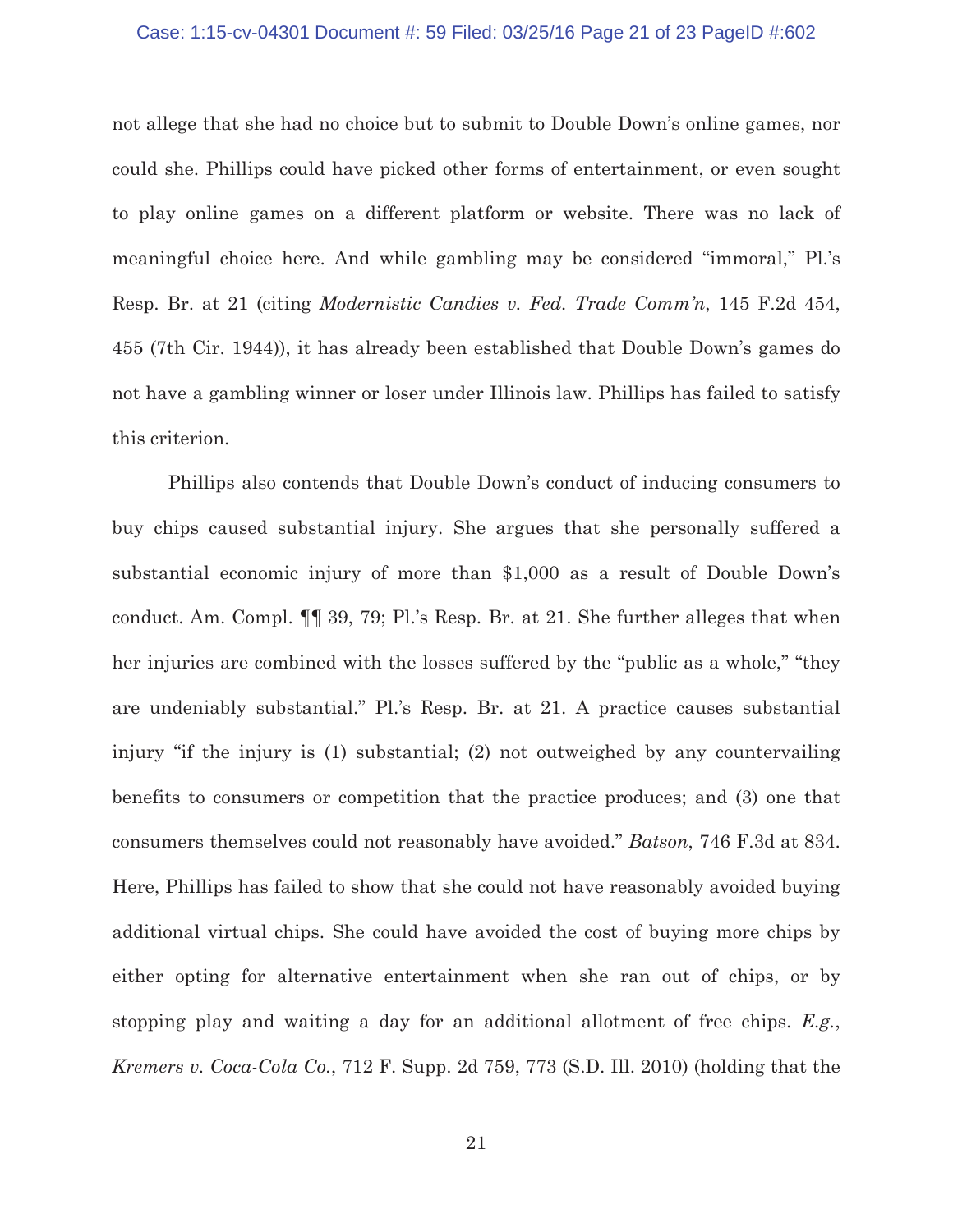not allege that she had no choice but to submit to Double Down's online games, nor could she. Phillips could have picked other forms of entertainment, or even sought to play online games on a different platform or website. There was no lack of meaningful choice here. And while gambling may be considered "immoral," Pl.'s Resp. Br. at 21 (citing *Modernistic Candies v. Fed. Trade Comm'n*, 145 F.2d 454, 455 (7th Cir. 1944)), it has already been established that Double Down's games do not have a gambling winner or loser under Illinois law. Phillips has failed to satisfy this criterion.

Phillips also contends that Double Down's conduct of inducing consumers to buy chips caused substantial injury. She argues that she personally suffered a substantial economic injury of more than $1,000 as a result of Double Down's conduct. Am. Compl. ¶¶ 39, 79; Pl.'s Resp. Br. at 21. She further alleges that when her injuries are combined with the losses suffered by the "public as a whole," "they are undeniably substantial." Pl.'s Resp. Br. at 21. A practice causes substantial injury "if the injury is (1) substantial; (2) not outweighed by any countervailing benefits to consumers or competition that the practice produces; and (3) one that consumers themselves could not reasonably have avoided." *Batson*, 746 F.3d at 834. Here, Phillips has failed to show that she could not have reasonably avoided buying additional virtual chips. She could have avoided the cost of buying more chips by either opting for alternative entertainment when she ran out of chips, or by stopping play and waiting a day for an additional allotment of free chips. *E.g.*, *Kremers v. Coca-Cola Co.*, 712 F. Supp. 2d 759, 773 (S.D. Ill. 2010) (holding that the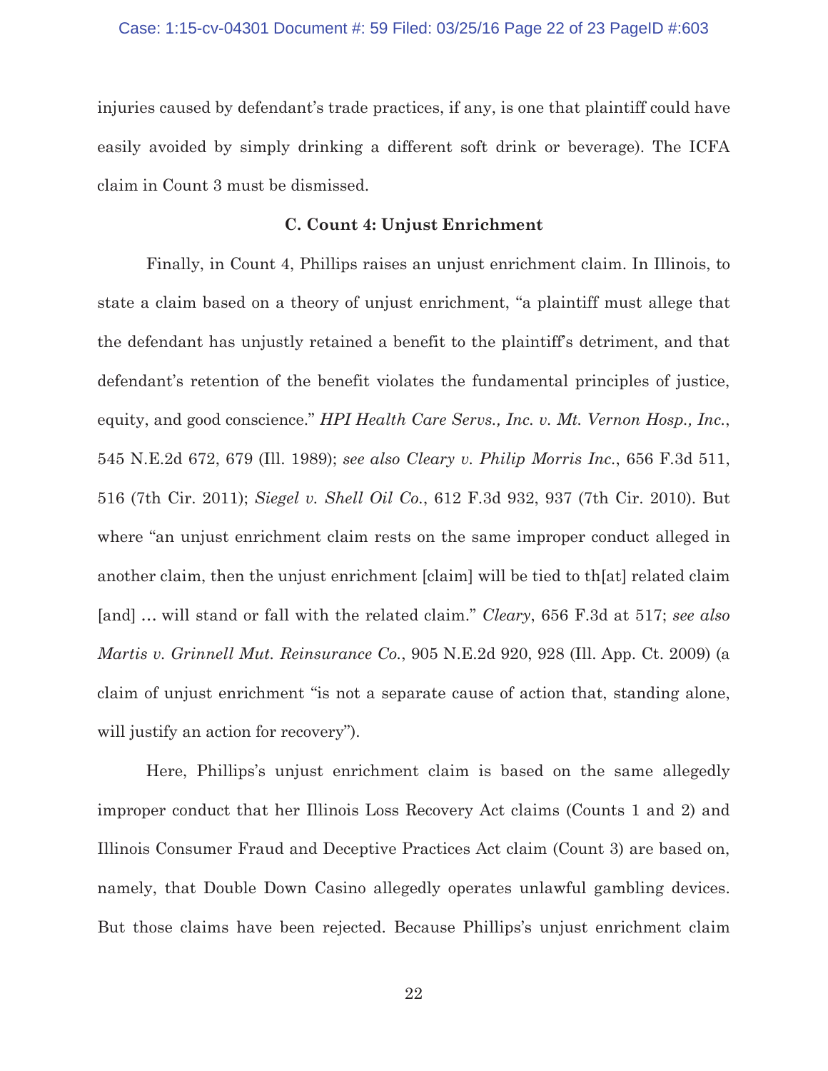injuries caused by defendant's trade practices, if any, is one that plaintiff could have easily avoided by simply drinking a different soft drink or beverage). The ICFA claim in Count 3 must be dismissed.

### C. Count 4: Unjust Enrichment

Finally, in Count 4, Phillips raises an unjust enrichment claim. In Illinois, to state a claim based on a theory of unjust enrichment, "a plaintiff must allege that the defendant has unjustly retained a benefit to the plaintiff's detriment, and that defendant's retention of the benefit violates the fundamental principles of justice, equity, and good conscience." *HPI Health Care Servs., Inc. v. Mt. Vernon Hosp., Inc.*, 545 N.E.2d 672, 679 (Ill. 1989); *see also Cleary v. Philip Morris Inc.*, 656 F.3d 511, 516 (7th Cir. 2011); *Siegel v. Shell Oil Co.*, 612 F.3d 932, 937 (7th Cir. 2010). But where "an unjust enrichment claim rests on the same improper conduct alleged in another claim, then the unjust enrichment [claim] will be tied to th[at] related claim [and] … will stand or fall with the related claim." *Cleary*, 656 F.3d at 517; *see also Martis v. Grinnell Mut. Reinsurance Co.*, 905 N.E.2d 920, 928 (Ill. App. Ct. 2009) (a claim of unjust enrichment "is not a separate cause of action that, standing alone, will justify an action for recovery").

Here, Phillips's unjust enrichment claim is based on the same allegedly improper conduct that her Illinois Loss Recovery Act claims (Counts 1 and 2) and Illinois Consumer Fraud and Deceptive Practices Act claim (Count 3) are based on, namely, that Double Down Casino allegedly operates unlawful gambling devices. But those claims have been rejected. Because Phillips's unjust enrichment claim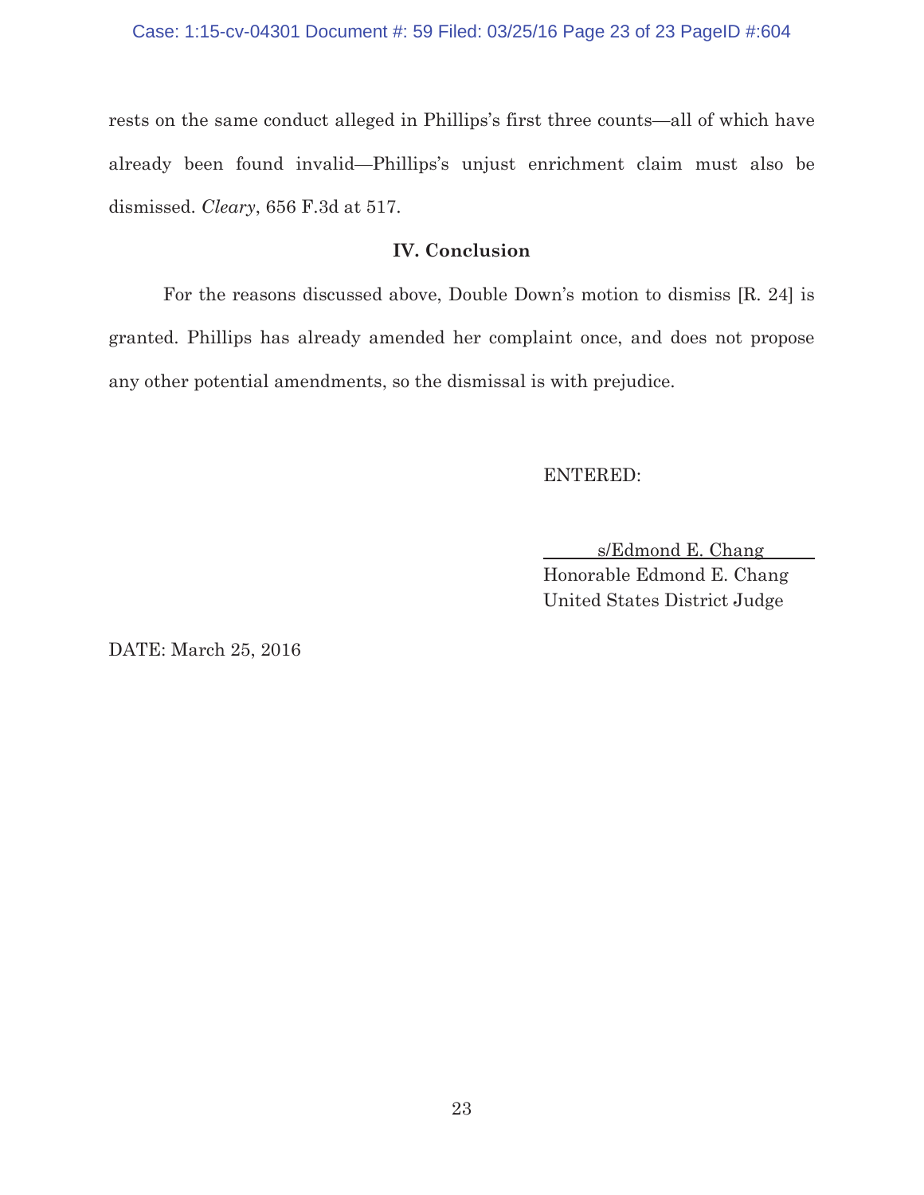rests on the same conduct alleged in Phillips's first three counts—all of which have already been found invalid—Phillips's unjust enrichment claim must also be dismissed. *Cleary*, 656 F.3d at 517.

## IV. Conclusion

For the reasons discussed above, Double Down's motion to dismiss [R. 24] is granted. Phillips has already amended her complaint once, and does not propose any other potential amendments, so the dismissal is with prejudice.

ENTERED:

s/Edmond E. Chang
Honorable Edmond E. Chang
United States District Judge

DATE: March 25, 2016